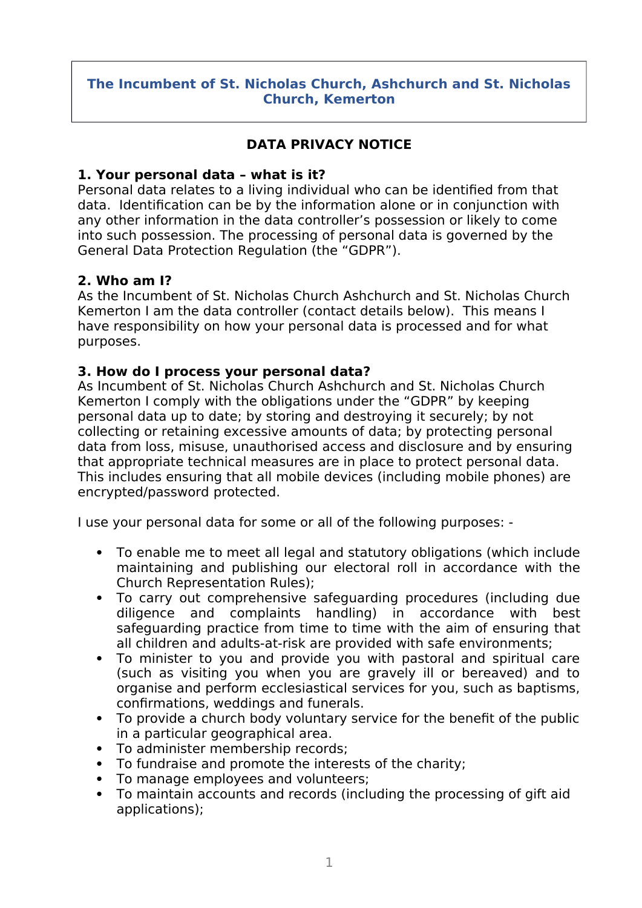**The Incumbent of St. Nicholas Church, Ashchurch and St. Nicholas Church, Kemerton**

# DATA PRIVACY NOTICE

## 1. Your personal data – what is it?

Personal data relates to a living individual who can be identified from that data. Identification can be by the information alone or in conjunction with any other information in the data controller's possession or likely to come into such possession. The processing of personal data is governed by the General Data Protection Regulation (the "GDPR").

## 2. Who am I?

As the Incumbent of St. Nicholas Church Ashchurch and St. Nicholas Church Kemerton I am the data controller (contact details below). This means I have responsibility on how your personal data is processed and for what purposes.

## 3. How do I process your personal data?

As Incumbent of St. Nicholas Church Ashchurch and St. Nicholas Church Kemerton I comply with the obligations under the "GDPR" by keeping personal data up to date; by storing and destroying it securely; by not collecting or retaining excessive amounts of data; by protecting personal data from loss, misuse, unauthorised access and disclosure and by ensuring that appropriate technical measures are in place to protect personal data. This includes ensuring that all mobile devices (including mobile phones) are encrypted/password protected.

I use your personal data for some or all of the following purposes: -

- To enable me to meet all legal and statutory obligations (which include maintaining and publishing our electoral roll in accordance with the Church Representation Rules);
- To carry out comprehensive safeguarding procedures (including due diligence and complaints handling) in accordance with best safeguarding practice from time to time with the aim of ensuring that all children and adults-at-risk are provided with safe environments;
- To minister to you and provide you with pastoral and spiritual care (such as visiting you when you are gravely ill or bereaved) and to organise and perform ecclesiastical services for you, such as baptisms, confirmations, weddings and funerals.
- To provide a church body voluntary service for the benefit of the public in a particular geographical area.
- To administer membership records;
- To fundraise and promote the interests of the charity;
- To manage employees and volunteers;
- To maintain accounts and records (including the processing of gift aid applications);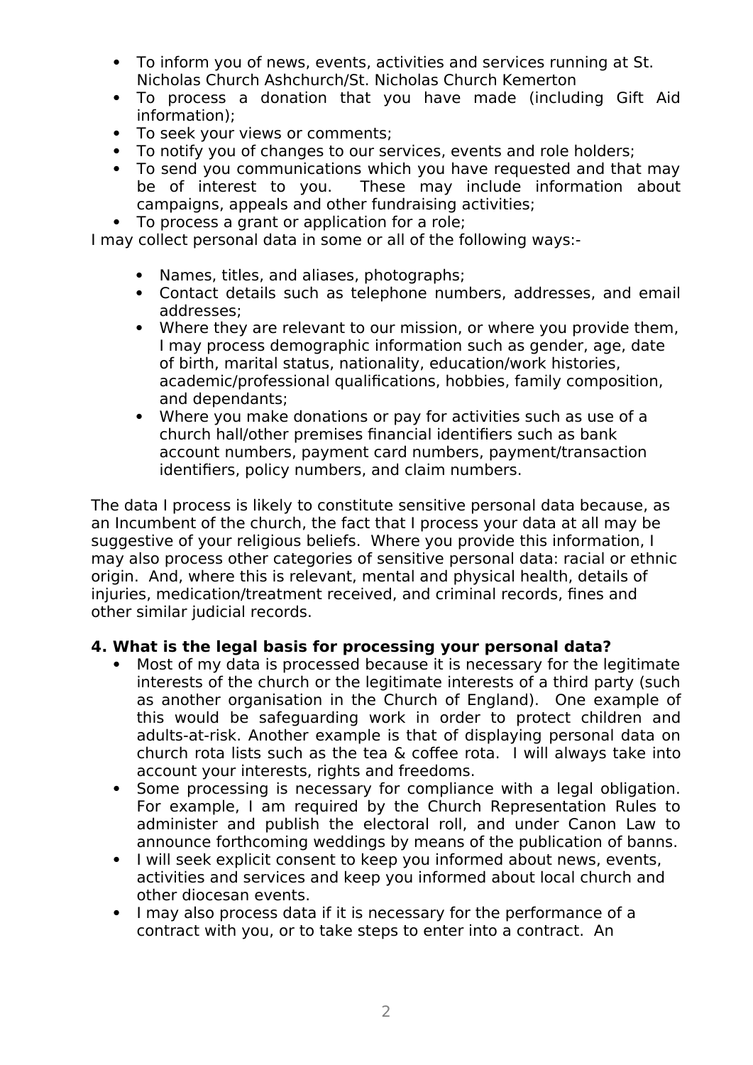- To inform you of news, events, activities and services running at St. Nicholas Church Ashchurch/St. Nicholas Church Kemerton
- To process a donation that you have made (including Gift Aid information);
- To seek your views or comments;
- To notify you of changes to our services, events and role holders;
- To send you communications which you have requested and that may be of interest to you. These may include information about campaigns, appeals and other fundraising activities;
- To process a grant or application for a role;

I may collect personal data in some or all of the following ways:-

- Names, titles, and aliases, photographs;
- Contact details such as telephone numbers, addresses, and email addresses;
- Where they are relevant to our mission, or where you provide them, I may process demographic information such as gender, age, date of birth, marital status, nationality, education/work histories, academic/professional qualifications, hobbies, family composition, and dependants;
- Where you make donations or pay for activities such as use of a church hall/other premises financial identifiers such as bank account numbers, payment card numbers, payment/transaction identifiers, policy numbers, and claim numbers.

The data I process is likely to constitute sensitive personal data because, as an Incumbent of the church, the fact that I process your data at all may be suggestive of your religious beliefs. Where you provide this information, I may also process other categories of sensitive personal data: racial or ethnic origin. And, where this is relevant, mental and physical health, details of injuries, medication/treatment received, and criminal records, fines and other similar judicial records.

**4. What is the legal basis for processing your personal data?**

- Most of my data is processed because it is necessary for the legitimate interests of the church or the legitimate interests of a third party (such as another organisation in the Church of England). One example of this would be safeguarding work in order to protect children and adults-at-risk. Another example is that of displaying personal data on church rota lists such as the tea & coffee rota. I will always take into account your interests, rights and freedoms.
- Some processing is necessary for compliance with a legal obligation. For example, I am required by the Church Representation Rules to administer and publish the electoral roll, and under Canon Law to announce forthcoming weddings by means of the publication of banns.
- I will seek explicit consent to keep you informed about news, events, activities and services and keep you informed about local church and other diocesan events.
- I may also process data if it is necessary for the performance of a contract with you, or to take steps to enter into a contract. An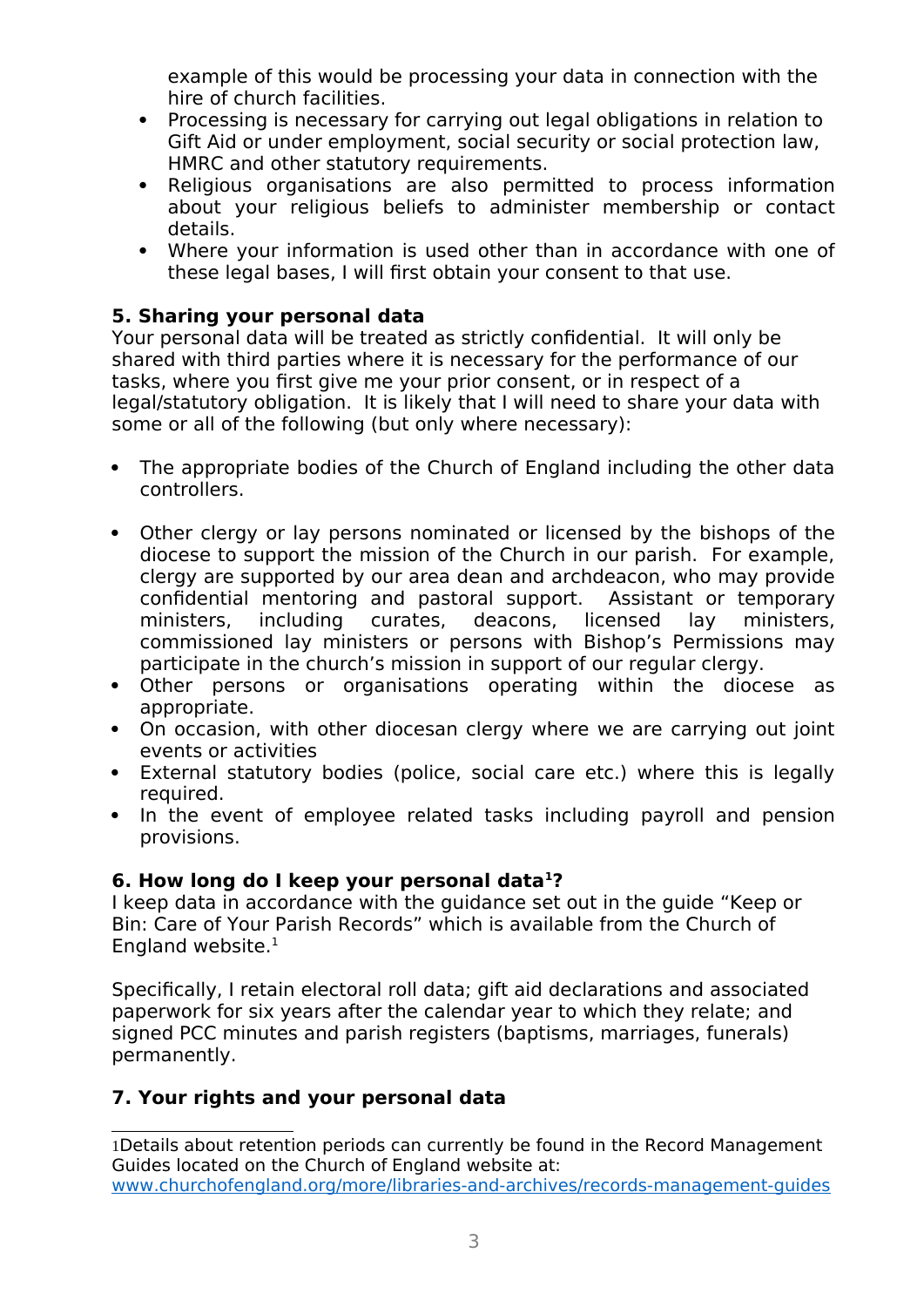example of this would be processing your data in connection with the hire of church facilities.

- Processing is necessary for carrying out legal obligations in relation to Gift Aid or under employment, social security or social protection law, HMRC and other statutory requirements.
- Religious organisations are also permitted to process information about your religious beliefs to administer membership or contact details.
- Where your information is used other than in accordance with one of these legal bases, I will first obtain your consent to that use.

**5. Sharing your personal data**

Your personal data will be treated as strictly confidential. It will only be shared with third parties where it is necessary for the performance of our tasks, where you first give me your prior consent, or in respect of a legal/statutory obligation. It is likely that I will need to share your data with some or all of the following (but only where necessary):

- The appropriate bodies of the Church of England including the other data controllers.

- Other clergy or lay persons nominated or licensed by the bishops of the diocese to support the mission of the Church in our parish. For example, clergy are supported by our area dean and archdeacon, who may provide confidential mentoring and pastoral support. Assistant or temporary ministers, including curates, deacons, licensed lay ministers, commissioned lay ministers or persons with Bishop's Permissions may participate in the church's mission in support of our regular clergy.
- Other persons or organisations operating within the diocese as appropriate.
- On occasion, with other diocesan clergy where we are carrying out joint events or activities
- External statutory bodies (police, social care etc.) where this is legally required.
- In the event of employee related tasks including payroll and pension provisions.

**6. How long do I keep your personal data[1]?**

I keep data in accordance with the guidance set out in the guide "Keep or Bin: Care of Your Parish Records" which is available from the Church of England website.[1]

Specifically, I retain electoral roll data; gift aid declarations and associated paperwork for six years after the calendar year to which they relate; and signed PCC minutes and parish registers (baptisms, marriages, funerals) permanently.

**7. Your rights and your personal data**

---

1Details about retention periods can currently be found in the Record Management Guides located on the Church of England website at: [www.churchofengland.org/more/libraries-and-archives/records-management-guides](http://www.churchofengland.org/more/libraries-and-archives/records-management-guides)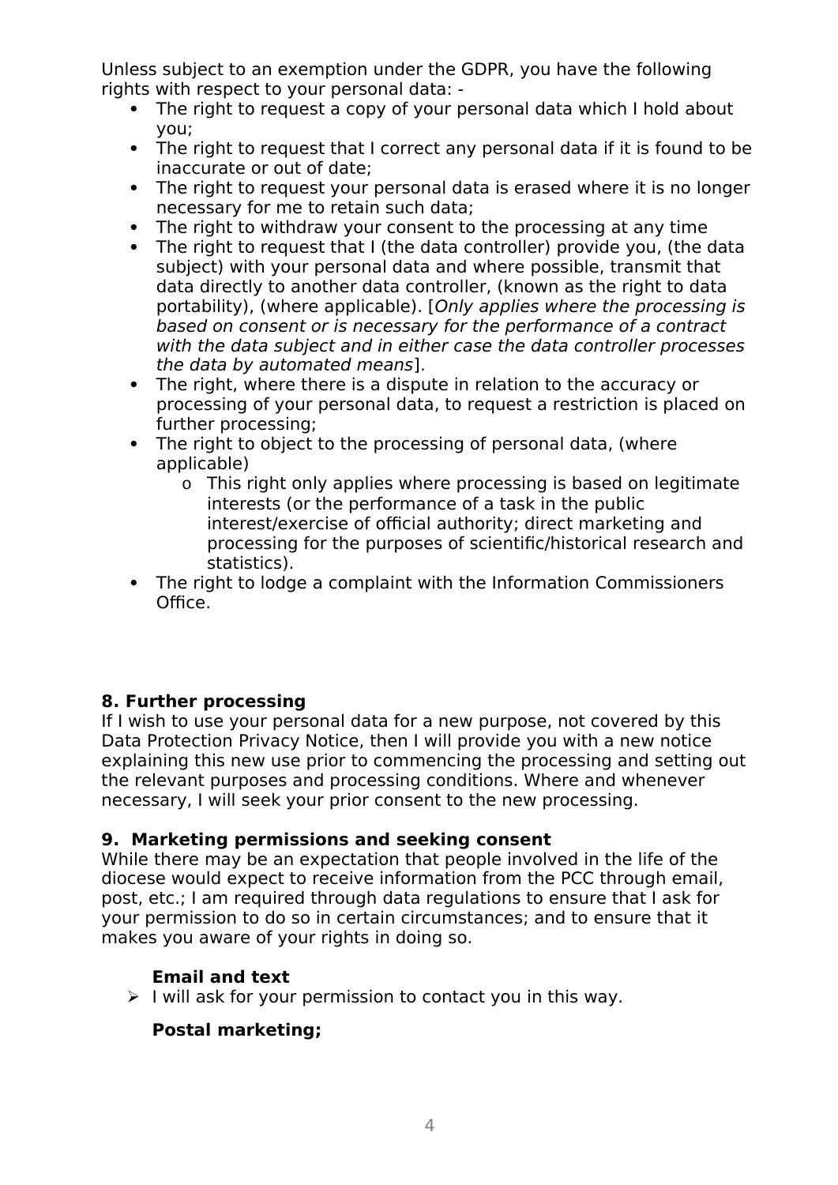Unless subject to an exemption under the GDPR, you have the following rights with respect to your personal data: -

- The right to request a copy of your personal data which I hold about you;
- The right to request that I correct any personal data if it is found to be inaccurate or out of date;
- The right to request your personal data is erased where it is no longer necessary for me to retain such data;
- The right to withdraw your consent to the processing at any time
- The right to request that I (the data controller) provide you, (the data subject) with your personal data and where possible, transmit that data directly to another data controller, (known as the right to data portability), (where applicable). [*Only applies where the processing is based on consent or is necessary for the performance of a contract with the data subject and in either case the data controller processes the data by automated means*].
- The right, where there is a dispute in relation to the accuracy or processing of your personal data, to request a restriction is placed on further processing;
- The right to object to the processing of personal data, (where applicable)
    - This right only applies where processing is based on legitimate interests (or the performance of a task in the public interest/exercise of official authority; direct marketing and processing for the purposes of scientific/historical research and statistics).
- The right to lodge a complaint with the Information Commissioners Office.

**8. Further processing**

If I wish to use your personal data for a new purpose, not covered by this Data Protection Privacy Notice, then I will provide you with a new notice explaining this new use prior to commencing the processing and setting out the relevant purposes and processing conditions. Where and whenever necessary, I will seek your prior consent to the new processing.

**9. Marketing permissions and seeking consent**

While there may be an expectation that people involved in the life of the diocese would expect to receive information from the PCC through email, post, etc.; I am required through data regulations to ensure that I ask for your permission to do so in certain circumstances; and to ensure that it makes you aware of your rights in doing so.

**Email and text**

- I will ask for your permission to contact you in this way.

**Postal marketing;**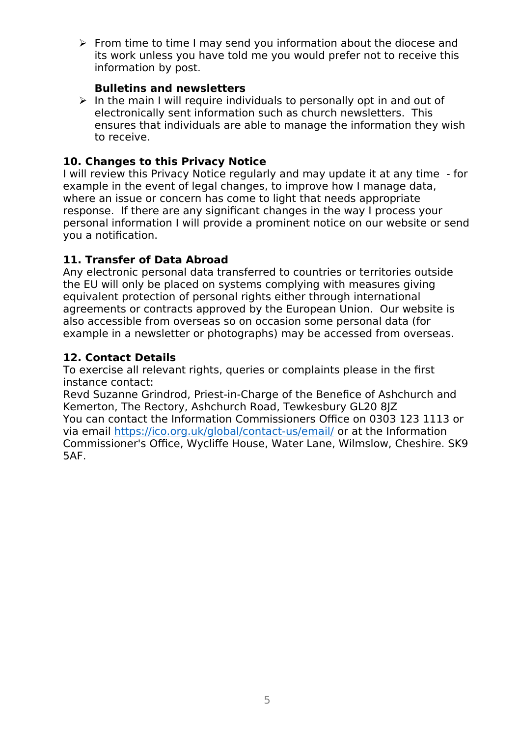- From time to time I may send you information about the diocese and its work unless you have told me you would prefer not to receive this information by post.

**Bulletins and newsletters**

- In the main I will require individuals to personally opt in and out of electronically sent information such as church newsletters. This ensures that individuals are able to manage the information they wish to receive.

### 10. Changes to this Privacy Notice

I will review this Privacy Notice regularly and may update it at any time - for example in the event of legal changes, to improve how I manage data, where an issue or concern has come to light that needs appropriate response. If there are any significant changes in the way I process your personal information I will provide a prominent notice on our website or send you a notification.

### 11. Transfer of Data Abroad

Any electronic personal data transferred to countries or territories outside the EU will only be placed on systems complying with measures giving equivalent protection of personal rights either through international agreements or contracts approved by the European Union. Our website is also accessible from overseas so on occasion some personal data (for example in a newsletter or photographs) may be accessed from overseas.

### 12. Contact Details

To exercise all relevant rights, queries or complaints please in the first instance contact:
Revd Suzanne Grindrod, Priest-in-Charge of the Benefice of Ashchurch and Kemerton, The Rectory, Ashchurch Road, Tewkesbury GL20 8JZ
You can contact the Information Commissioners Office on 0303 123 1113 or via email https://ico.org.uk/global/contact-us/email/ or at the Information Commissioner's Office, Wycliffe House, Water Lane, Wilmslow, Cheshire. SK9 5AF.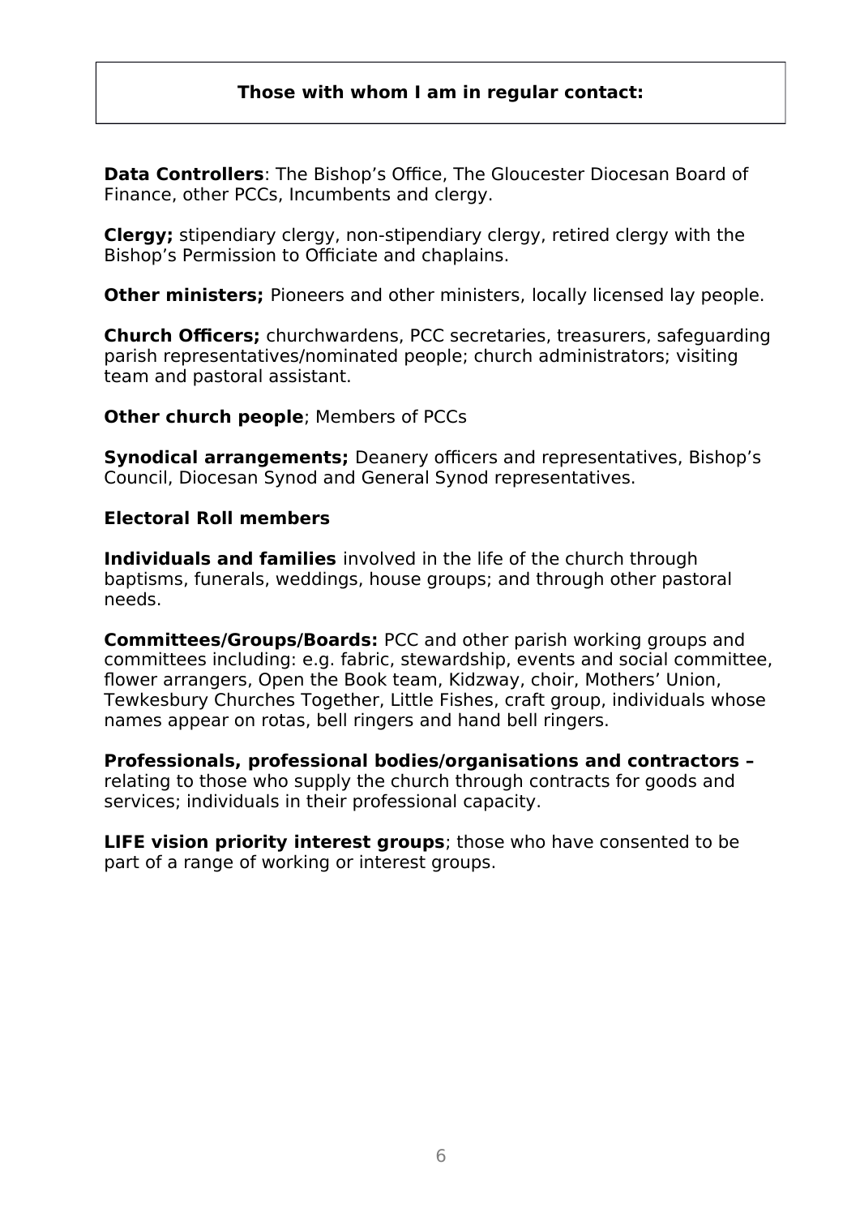**Those with whom I am in regular contact:**

**Data Controllers**: The Bishop's Office, The Gloucester Diocesan Board of Finance, other PCCs, Incumbents and clergy.

**Clergy;** stipendiary clergy, non-stipendiary clergy, retired clergy with the Bishop's Permission to Officiate and chaplains.

**Other ministers;** Pioneers and other ministers, locally licensed lay people.

**Church Officers;** churchwardens, PCC secretaries, treasurers, safeguarding parish representatives/nominated people; church administrators; visiting team and pastoral assistant.

**Other church people**; Members of PCCs

**Synodical arrangements;** Deanery officers and representatives, Bishop's Council, Diocesan Synod and General Synod representatives.

**Electoral Roll members**

**Individuals and families** involved in the life of the church through baptisms, funerals, weddings, house groups; and through other pastoral needs.

**Committees/Groups/Boards:** PCC and other parish working groups and committees including: e.g. fabric, stewardship, events and social committee, flower arrangers, Open the Book team, Kidzway, choir, Mothers' Union, Tewkesbury Churches Together, Little Fishes, craft group, individuals whose names appear on rotas, bell ringers and hand bell ringers.

**Professionals, professional bodies/organisations and contractors –** relating to those who supply the church through contracts for goods and services; individuals in their professional capacity.

**LIFE vision priority interest groups**; those who have consented to be part of a range of working or interest groups.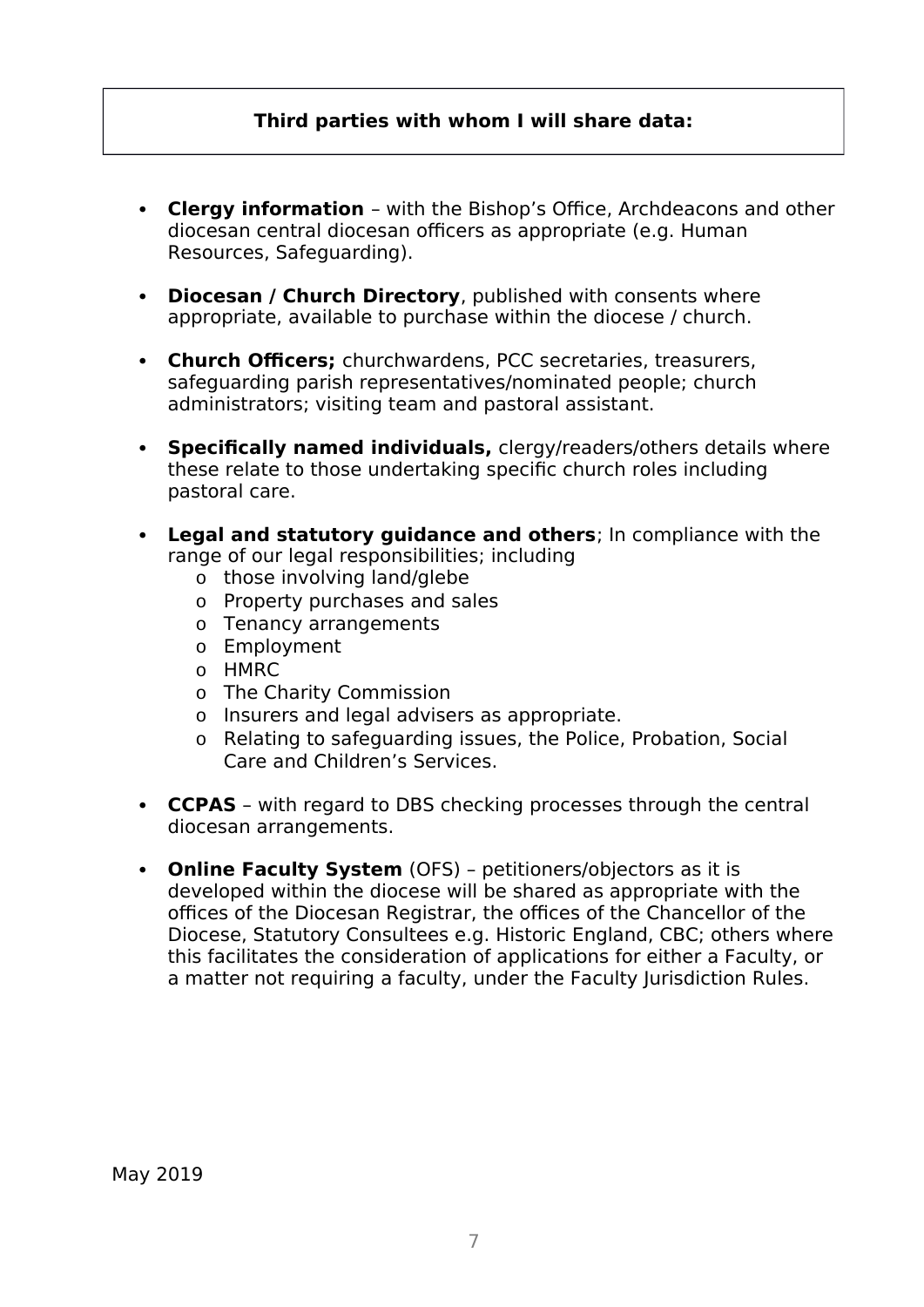**Third parties with whom I will share data:**

- **Clergy information** – with the Bishop's Office, Archdeacons and other diocesan central diocesan officers as appropriate (e.g. Human Resources, Safeguarding).
- **Diocesan / Church Directory**, published with consents where appropriate, available to purchase within the diocese / church.
- **Church Officers;** churchwardens, PCC secretaries, treasurers, safeguarding parish representatives/nominated people; church administrators; visiting team and pastoral assistant.
- **Specifically named individuals,** clergy/readers/others details where these relate to those undertaking specific church roles including pastoral care.
- **Legal and statutory guidance and others**; In compliance with the range of our legal responsibilities; including
  - those involving land/glebe
  - Property purchases and sales
  - Tenancy arrangements
  - Employment
  - HMRC
  - The Charity Commission
  - Insurers and legal advisers as appropriate.
  - Relating to safeguarding issues, the Police, Probation, Social Care and Children's Services.
- **CCPAS** – with regard to DBS checking processes through the central diocesan arrangements.
- **Online Faculty System** (OFS) – petitioners/objectors as it is developed within the diocese will be shared as appropriate with the offices of the Diocesan Registrar, the offices of the Chancellor of the Diocese, Statutory Consultees e.g. Historic England, CBC; others where this facilitates the consideration of applications for either a Faculty, or a matter not requiring a faculty, under the Faculty Jurisdiction Rules.

May 2019